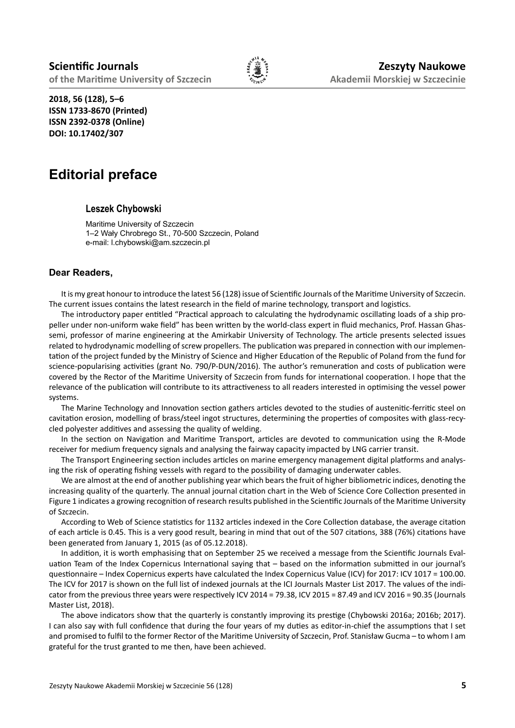# Editorial preface

## Leszek Chybowski

Maritime University of Szczecin
1–2 Wały Chrobrego St., 70-500 Szczecin, Poland
e-mail: l.chybowski@am.szczecin.pl

### Dear Readers,

It is my great honour to introduce the latest 56 (128) issue of Scientific Journals of the Maritime University of Szczecin. The current issues contains the latest research in the field of marine technology, transport and logistics.

The introductory paper entitled "Practical approach to calculating the hydrodynamic oscillating loads of a ship propeller under non-uniform wake field" has been written by the world-class expert in fluid mechanics, Prof. Hassan Ghassemi, professor of marine engineering at the Amirkabir University of Technology. The article presents selected issues related to hydrodynamic modelling of screw propellers. The publication was prepared in connection with our implementation of the project funded by the Ministry of Science and Higher Education of the Republic of Poland from the fund for science-popularising activities (grant No. 790/P-DUN/2016). The author's remuneration and costs of publication were covered by the Rector of the Maritime University of Szczecin from funds for international cooperation. I hope that the relevance of the publication will contribute to its attractiveness to all readers interested in optimising the vessel power systems.

The Marine Technology and Innovation section gathers articles devoted to the studies of austenitic-ferritic steel on cavitation erosion, modelling of brass/steel ingot structures, determining the properties of composites with glass-recycled polyester additives and assessing the quality of welding.

In the section on Navigation and Maritime Transport, articles are devoted to communication using the R-Mode receiver for medium frequency signals and analysing the fairway capacity impacted by LNG carrier transit.

The Transport Engineering section includes articles on marine emergency management digital platforms and analysing the risk of operating fishing vessels with regard to the possibility of damaging underwater cables.

We are almost at the end of another publishing year which bears the fruit of higher bibliometric indices, denoting the increasing quality of the quarterly. The annual journal citation chart in the Web of Science Core Collection presented in Figure 1 indicates a growing recognition of research results published in the Scientific Journals of the Maritime University of Szczecin.

According to Web of Science statistics for 1132 articles indexed in the Core Collection database, the average citation of each article is 0.45. This is a very good result, bearing in mind that out of the 507 citations, 388 (76%) citations have been generated from January 1, 2015 (as of 05.12.2018).

In addition, it is worth emphasising that on September 25 we received a message from the Scientific Journals Evaluation Team of the Index Copernicus International saying that – based on the information submitted in our journal's questionnaire – Index Copernicus experts have calculated the Index Copernicus Value (ICV) for 2017: ICV 1017 = 100.00. The ICV for 2017 is shown on the full list of indexed journals at the ICI Journals Master List 2017. The values of the indicator from the previous three years were respectively ICV 2014 = 79.38, ICV 2015 = 87.49 and ICV 2016 = 90.35 (Journals Master List, 2018).

The above indicators show that the quarterly is constantly improving its prestige (Chybowski 2016a; 2016b; 2017). I can also say with full confidence that during the four years of my duties as editor-in-chief the assumptions that I set and promised to fulfil to the former Rector of the Maritime University of Szczecin, Prof. Stanisław Gucma – to whom I am grateful for the trust granted to me then, have been achieved.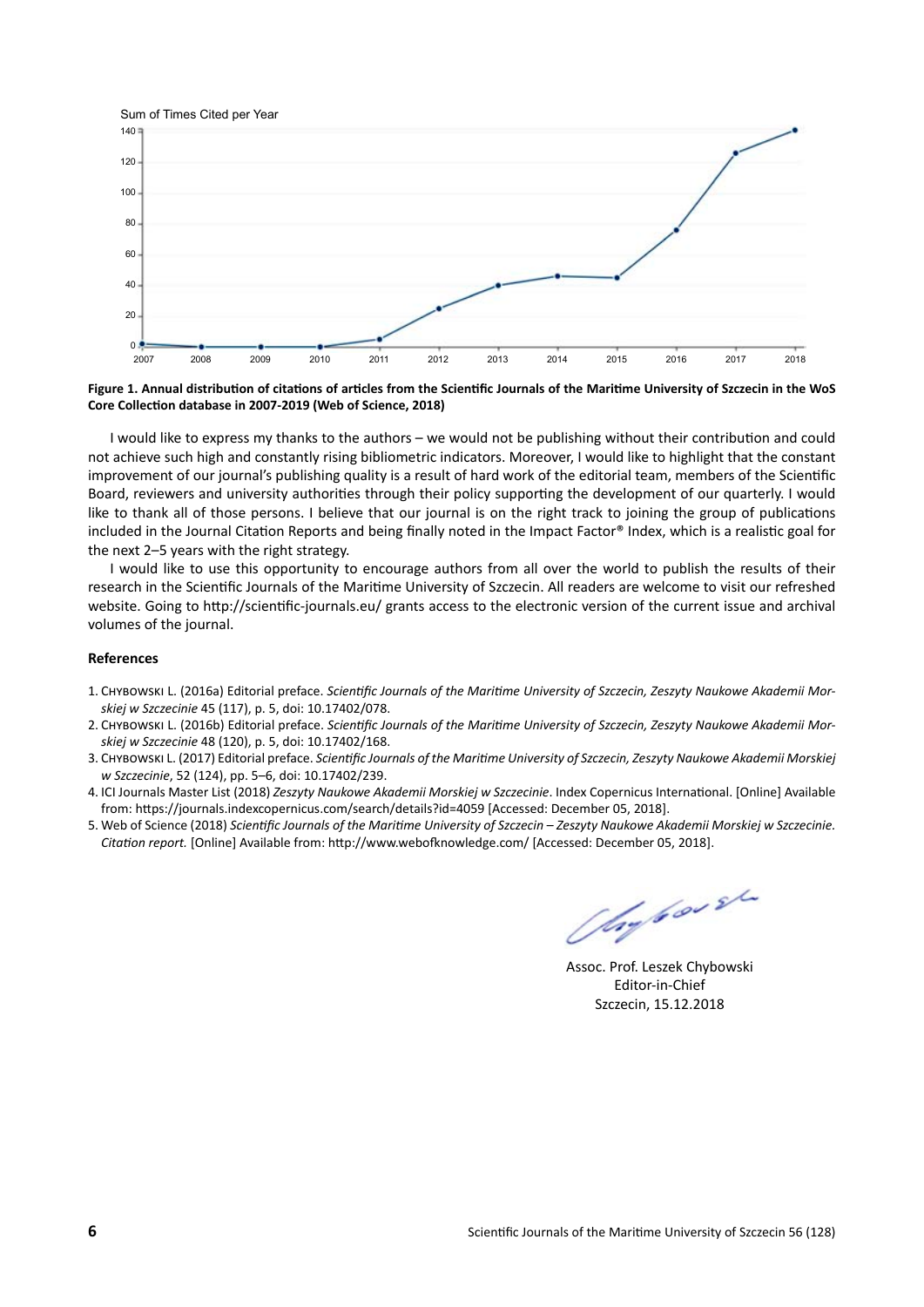Sum of Times Cited per Year

140
120
100
80
60
40
20
0

2007 2008 2009 2010 2011 2012 2013 2014 2015 2016 2017 2018

**Figure 1. Annual distribution of citations of articles from the Scientific Journals of the Maritime University of Szczecin in the WoS Core Collection database in 2007-2019 (Web of Science, 2018)**

I would like to express my thanks to the authors – we would not be publishing without their contribution and could not achieve such high and constantly rising bibliometric indicators. Moreover, I would like to highlight that the constant improvement of our journal's publishing quality is a result of hard work of the editorial team, members of the Scientific Board, reviewers and university authorities through their policy supporting the development of our quarterly. I would like to thank all of those persons. I believe that our journal is on the right track to joining the group of publications included in the Journal Citation Reports and being finally noted in the Impact Factor® Index, which is a realistic goal for the next 2–5 years with the right strategy.

I would like to use this opportunity to encourage authors from all over the world to publish the results of their research in the Scientific Journals of the Maritime University of Szczecin. All readers are welcome to visit our refreshed website. Going to http://scientific-journals.eu/ grants access to the electronic version of the current issue and archival volumes of the journal.

## References

1. Chybowski L. (2016a) Editorial preface. *Scientific Journals of the Maritime University of Szczecin, Zeszyty Naukowe Akademii Morskiej w Szczecinie* 45 (117), p. 5, doi: 10.17402/078.
2. Chybowski L. (2016b) Editorial preface. *Scientific Journals of the Maritime University of Szczecin, Zeszyty Naukowe Akademii Morskiej w Szczecinie* 48 (120), p. 5, doi: 10.17402/168.
3. Chybowski L. (2017) Editorial preface. *Scientific Journals of the Maritime University of Szczecin, Zeszyty Naukowe Akademii Morskiej w Szczecinie*, 52 (124), pp. 5–6, doi: 10.17402/239.
4. ICI Journals Master List (2018) *Zeszyty Naukowe Akademii Morskiej w Szczecinie*. Index Copernicus International. [Online] Available from: https://journals.indexcopernicus.com/search/details?id=4059 [Accessed: December 05, 2018].
5. Web of Science (2018) *Scientific Journals of the Maritime University of Szczecin – Zeszyty Naukowe Akademii Morskiej w Szczecinie. Citation report.* [Online] Available from: http://www.webofknowledge.com/ [Accessed: December 05, 2018].

Assoc. Prof. Leszek Chybowski
Editor-in-Chief
Szczecin, 15.12.2018